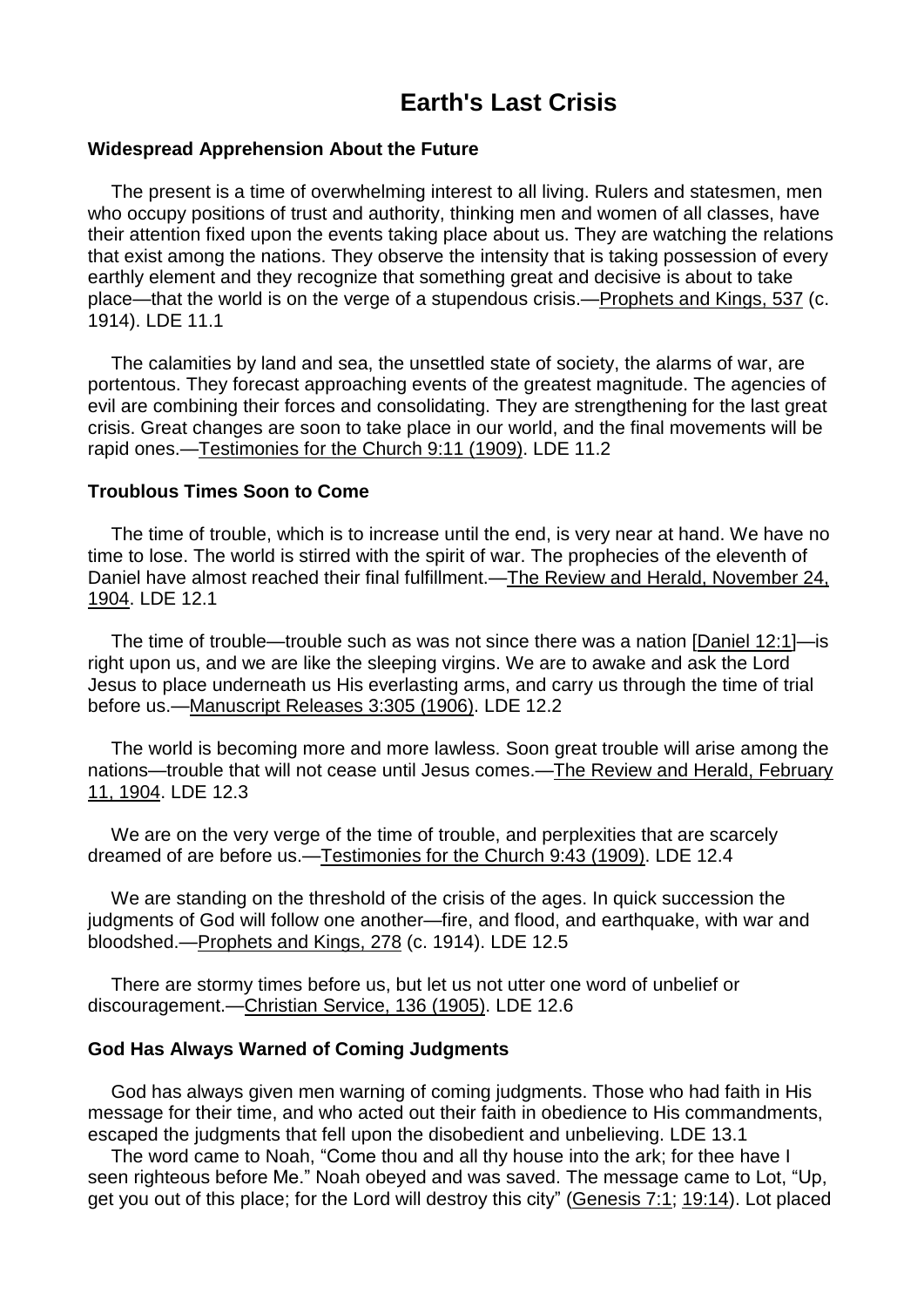# Earth's Last Crisis

### Widespread Apprehension About the Future

The present is a time of overwhelming interest to all living. Rulers and statesmen, men who occupy positions of trust and authority, thinking men and women of all classes, have their attention fixed upon the events taking place about us. They are watching the relations that exist among the nations. They observe the intensity that is taking possession of every earthly element and they recognize that something great and decisive is about to take place—that the world is on the verge of a stupendous crisis.—Prophets and Kings, 537 (c. 1914). LDE 11.1

The calamities by land and sea, the unsettled state of society, the alarms of war, are portentous. They forecast approaching events of the greatest magnitude. The agencies of evil are combining their forces and consolidating. They are strengthening for the last great crisis. Great changes are soon to take place in our world, and the final movements will be rapid ones.—Testimonies for the Church 9:11 (1909). LDE 11.2

### Troublous Times Soon to Come

The time of trouble, which is to increase until the end, is very near at hand. We have no time to lose. The world is stirred with the spirit of war. The prophecies of the eleventh of Daniel have almost reached their final fulfillment.—The Review and Herald, November 24, 1904. LDE 12.1

The time of trouble—trouble such as was not since there was a nation [Daniel 12:1]—is right upon us, and we are like the sleeping virgins. We are to awake and ask the Lord Jesus to place underneath us His everlasting arms, and carry us through the time of trial before us.—Manuscript Releases 3:305 (1906). LDE 12.2

The world is becoming more and more lawless. Soon great trouble will arise among the nations—trouble that will not cease until Jesus comes.—The Review and Herald, February 11, 1904. LDE 12.3

We are on the very verge of the time of trouble, and perplexities that are scarcely dreamed of are before us.—Testimonies for the Church 9:43 (1909). LDE 12.4

We are standing on the threshold of the crisis of the ages. In quick succession the judgments of God will follow one another—fire, and flood, and earthquake, with war and bloodshed.—Prophets and Kings, 278 (c. 1914). LDE 12.5

There are stormy times before us, but let us not utter one word of unbelief or discouragement.—Christian Service, 136 (1905). LDE 12.6

### God Has Always Warned of Coming Judgments

God has always given men warning of coming judgments. Those who had faith in His message for their time, and who acted out their faith in obedience to His commandments, escaped the judgments that fell upon the disobedient and unbelieving. LDE 13.1

The word came to Noah, "Come thou and all thy house into the ark; for thee have I seen righteous before Me." Noah obeyed and was saved. The message came to Lot, "Up, get you out of this place; for the Lord will destroy this city" (Genesis 7:1; 19:14). Lot placed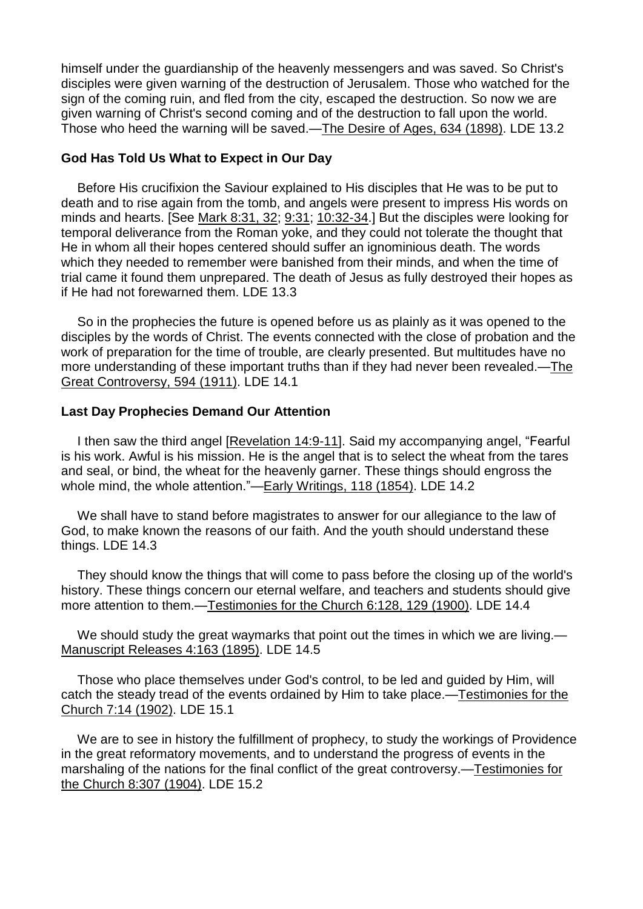himself under the guardianship of the heavenly messengers and was saved. So Christ's disciples were given warning of the destruction of Jerusalem. Those who watched for the sign of the coming ruin, and fled from the city, escaped the destruction. So now we are given warning of Christ's second coming and of the destruction to fall upon the world. Those who heed the warning will be saved.—The Desire of Ages, 634 (1898). LDE 13.2

**God Has Told Us What to Expect in Our Day**

Before His crucifixion the Saviour explained to His disciples that He was to be put to death and to rise again from the tomb, and angels were present to impress His words on minds and hearts. [See Mark 8:31, 32; 9:31; 10:32-34.] But the disciples were looking for temporal deliverance from the Roman yoke, and they could not tolerate the thought that He in whom all their hopes centered should suffer an ignominious death. The words which they needed to remember were banished from their minds, and when the time of trial came it found them unprepared. The death of Jesus as fully destroyed their hopes as if He had not forewarned them. LDE 13.3

So in the prophecies the future is opened before us as plainly as it was opened to the disciples by the words of Christ. The events connected with the close of probation and the work of preparation for the time of trouble, are clearly presented. But multitudes have no more understanding of these important truths than if they had never been revealed.—The Great Controversy, 594 (1911). LDE 14.1

**Last Day Prophecies Demand Our Attention**

I then saw the third angel [Revelation 14:9-11]. Said my accompanying angel, "Fearful is his work. Awful is his mission. He is the angel that is to select the wheat from the tares and seal, or bind, the wheat for the heavenly garner. These things should engross the whole mind, the whole attention."—Early Writings, 118 (1854). LDE 14.2

We shall have to stand before magistrates to answer for our allegiance to the law of God, to make known the reasons of our faith. And the youth should understand these things. LDE 14.3

They should know the things that will come to pass before the closing up of the world's history. These things concern our eternal welfare, and teachers and students should give more attention to them.—Testimonies for the Church 6:128, 129 (1900). LDE 14.4

We should study the great waymarks that point out the times in which we are living.—Manuscript Releases 4:163 (1895). LDE 14.5

Those who place themselves under God's control, to be led and guided by Him, will catch the steady tread of the events ordained by Him to take place.—Testimonies for the Church 7:14 (1902). LDE 15.1

We are to see in history the fulfillment of prophecy, to study the workings of Providence in the great reformatory movements, and to understand the progress of events in the marshaling of the nations for the final conflict of the great controversy.—Testimonies for the Church 8:307 (1904). LDE 15.2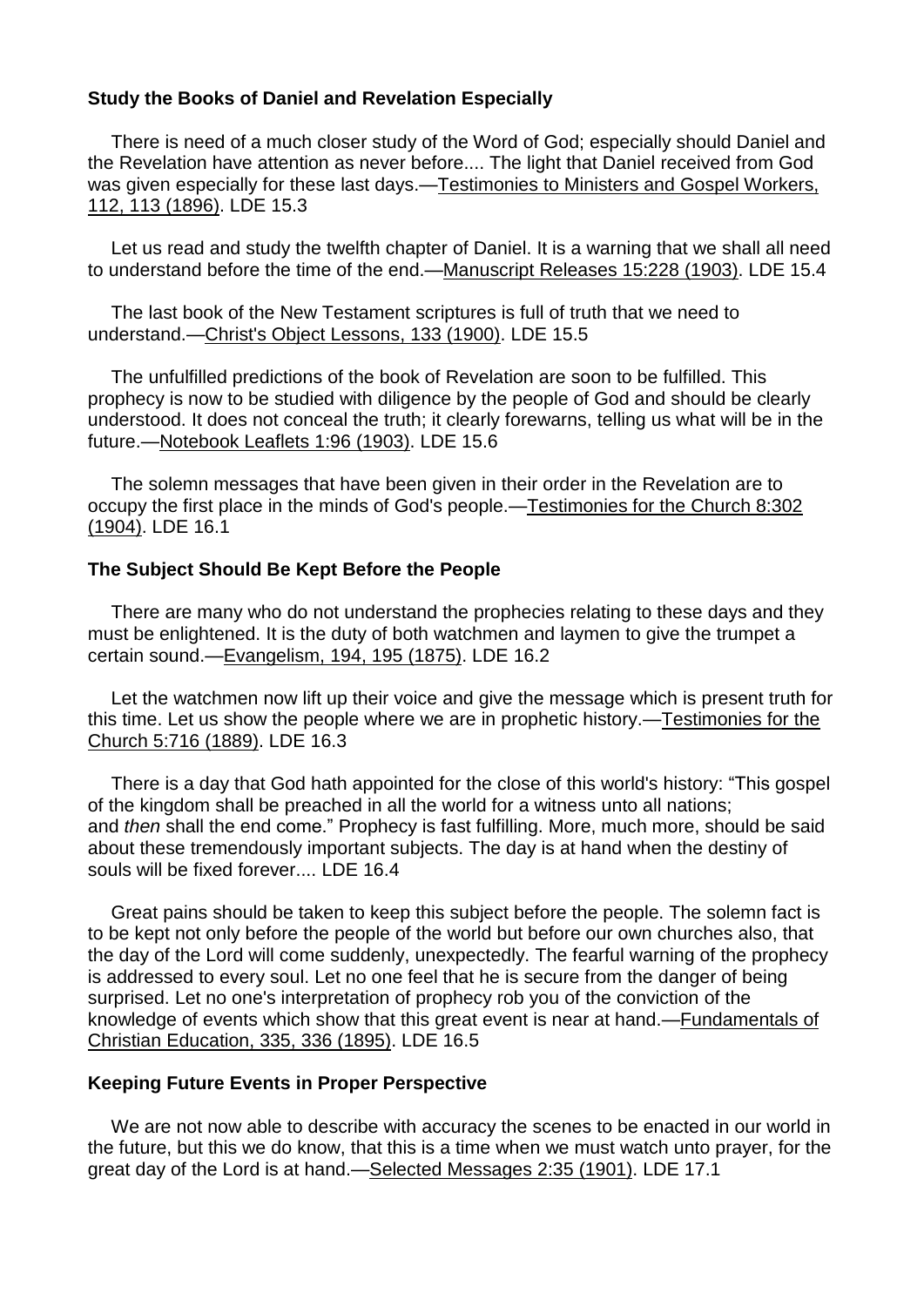### Study the Books of Daniel and Revelation Especially

There is need of a much closer study of the Word of God; especially should Daniel and the Revelation have attention as never before.... The light that Daniel received from God was given especially for these last days.—Testimonies to Ministers and Gospel Workers, 112, 113 (1896). LDE 15.3

Let us read and study the twelfth chapter of Daniel. It is a warning that we shall all need to understand before the time of the end.—Manuscript Releases 15:228 (1903). LDE 15.4

The last book of the New Testament scriptures is full of truth that we need to understand.—Christ's Object Lessons, 133 (1900). LDE 15.5

The unfulfilled predictions of the book of Revelation are soon to be fulfilled. This prophecy is now to be studied with diligence by the people of God and should be clearly understood. It does not conceal the truth; it clearly forewarns, telling us what will be in the future.—Notebook Leaflets 1:96 (1903). LDE 15.6

The solemn messages that have been given in their order in the Revelation are to occupy the first place in the minds of God's people.—Testimonies for the Church 8:302 (1904). LDE 16.1

### The Subject Should Be Kept Before the People

There are many who do not understand the prophecies relating to these days and they must be enlightened. It is the duty of both watchmen and laymen to give the trumpet a certain sound.—Evangelism, 194, 195 (1875). LDE 16.2

Let the watchmen now lift up their voice and give the message which is present truth for this time. Let us show the people where we are in prophetic history.—Testimonies for the Church 5:716 (1889). LDE 16.3

There is a day that God hath appointed for the close of this world's history: "This gospel of the kingdom shall be preached in all the world for a witness unto all nations; and *then* shall the end come." Prophecy is fast fulfilling. More, much more, should be said about these tremendously important subjects. The day is at hand when the destiny of souls will be fixed forever.... LDE 16.4

Great pains should be taken to keep this subject before the people. The solemn fact is to be kept not only before the people of the world but before our own churches also, that the day of the Lord will come suddenly, unexpectedly. The fearful warning of the prophecy is addressed to every soul. Let no one feel that he is secure from the danger of being surprised. Let no one's interpretation of prophecy rob you of the conviction of the knowledge of events which show that this great event is near at hand.—Fundamentals of Christian Education, 335, 336 (1895). LDE 16.5

### Keeping Future Events in Proper Perspective

We are not now able to describe with accuracy the scenes to be enacted in our world in the future, but this we do know, that this is a time when we must watch unto prayer, for the great day of the Lord is at hand.—Selected Messages 2:35 (1901). LDE 17.1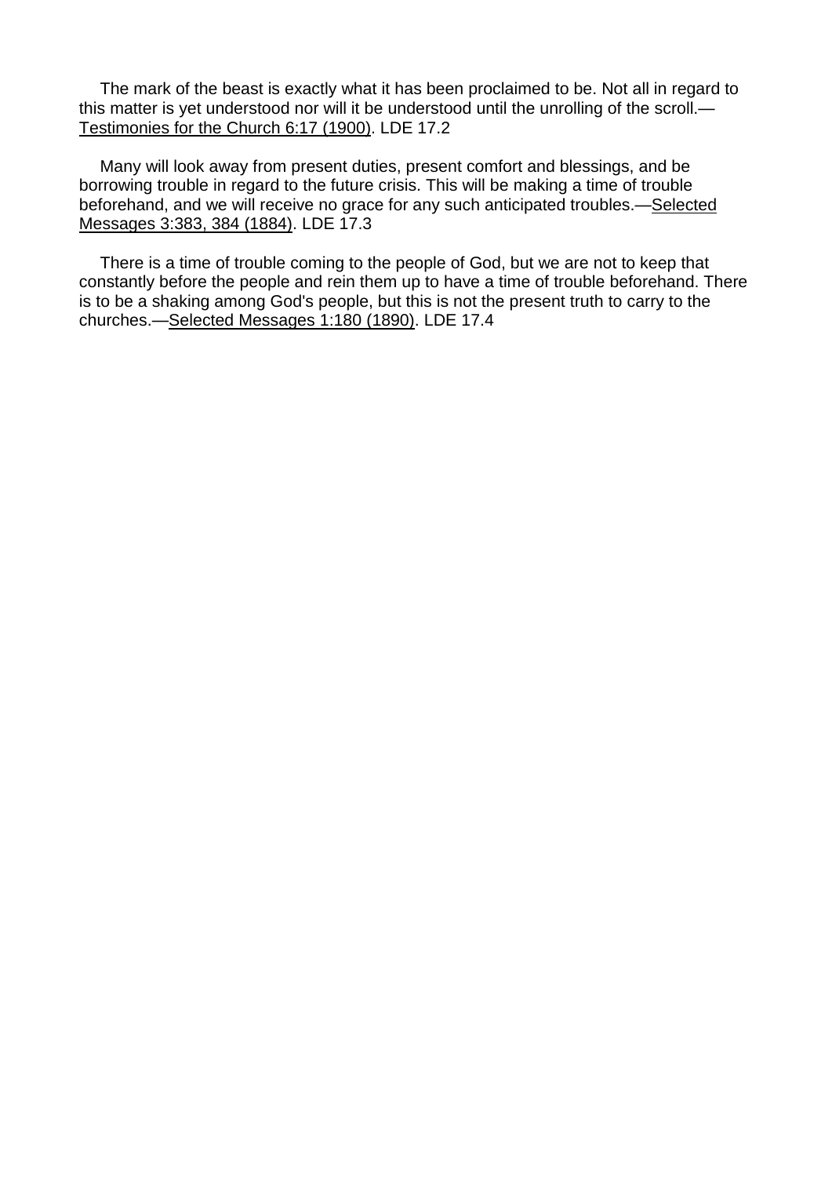The mark of the beast is exactly what it has been proclaimed to be. Not all in regard to this matter is yet understood nor will it be understood until the unrolling of the scroll.—Testimonies for the Church 6:17 (1900). LDE 17.2

Many will look away from present duties, present comfort and blessings, and be borrowing trouble in regard to the future crisis. This will be making a time of trouble beforehand, and we will receive no grace for any such anticipated troubles.—Selected Messages 3:383, 384 (1884). LDE 17.3

There is a time of trouble coming to the people of God, but we are not to keep that constantly before the people and rein them up to have a time of trouble beforehand. There is to be a shaking among God's people, but this is not the present truth to carry to the churches.—Selected Messages 1:180 (1890). LDE 17.4